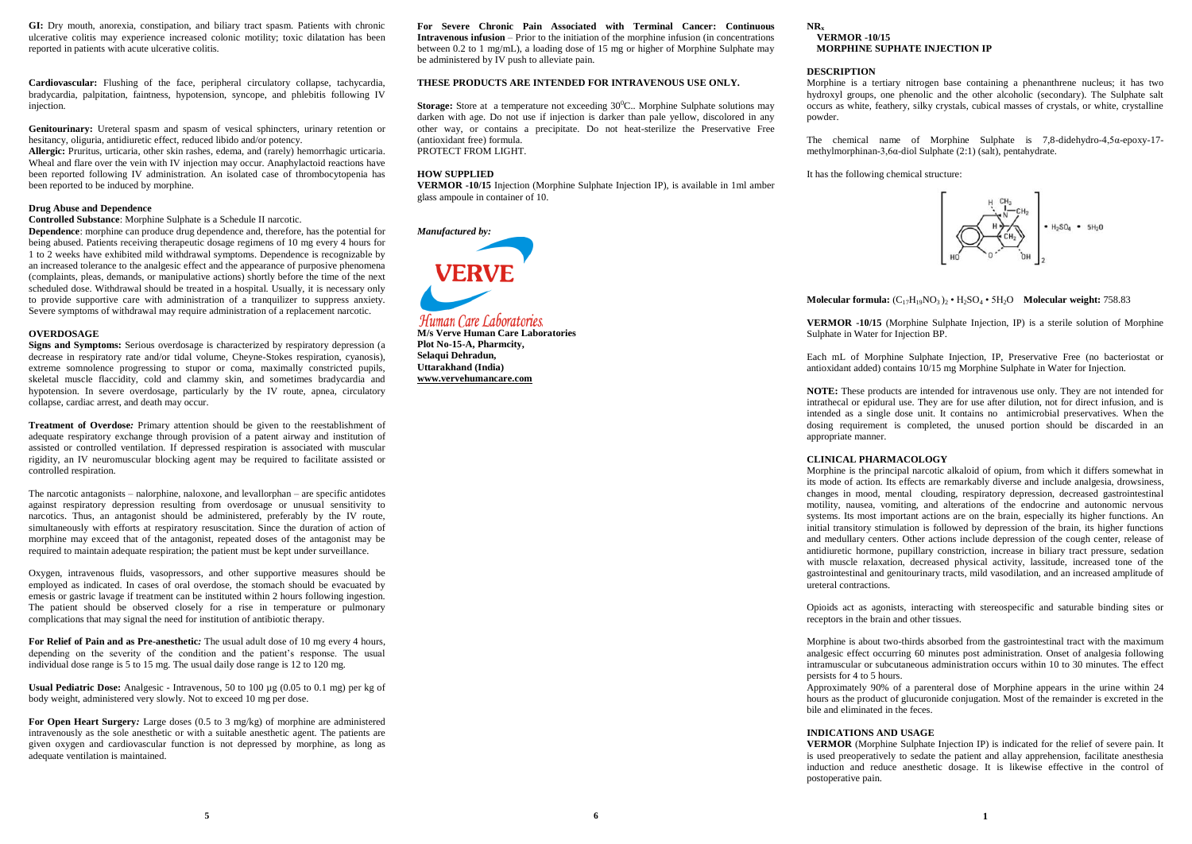**GI:** Dry mouth, anorexia, constipation, and biliary tract spasm. Patients with chronic ulcerative colitis may experience increased colonic motility; toxic dilatation has been reported in patients with acute ulcerative colitis.

**Cardiovascular:** Flushing of the face, peripheral circulatory collapse, tachycardia, bradycardia, palpitation, faintness, hypotension, syncope, and phlebitis following IV injection.

**Genitourinary:** Ureteral spasm and spasm of vesical sphincters, urinary retention or hesitancy, oliguria, antidiuretic effect, reduced libido and/or potency.

**Allergic:** Pruritus, urticaria, other skin rashes, edema, and (rarely) hemorrhagic urticaria. Wheal and flare over the vein with IV injection may occur. Anaphylactoid reactions have been reported following IV administration. An isolated case of thrombocytopenia has been reported to be induced by morphine.

#### Drug Abuse and Dependence

**Controlled Substance**: Morphine Sulphate is a Schedule II narcotic.

**Dependence**: morphine can produce drug dependence and, therefore, has the potential for being abused. Patients receiving therapeutic dosage regimens of 10 mg every 4 hours for 1 to 2 weeks have exhibited mild withdrawal symptoms. Dependence is recognizable by an increased tolerance to the analgesic effect and the appearance of purposive phenomena (complaints, pleas, demands, or manipulative actions) shortly before the time of the next scheduled dose. Withdrawal should be treated in a hospital. Usually, it is necessary only to provide supportive care with administration of a tranquilizer to suppress anxiety. Severe symptoms of withdrawal may require administration of a replacement narcotic.

#### OVERDOSAGE

**Signs and Symptoms:** Serious overdosage is characterized by respiratory depression (a decrease in respiratory rate and/or tidal volume, Cheyne-Stokes respiration, cyanosis), extreme somnolence progressing to stupor or coma, maximally constricted pupils, skeletal muscle flaccidity, cold and clammy skin, and sometimes bradycardia and hypotension. In severe overdosage, particularly by the IV route, apnea, circulatory collapse, cardiac arrest, and death may occur.

**Treatment of Overdose:** Primary attention should be given to the reestablishment of adequate respiratory exchange through provision of a patent airway and institution of assisted or controlled ventilation. If depressed respiration is associated with muscular rigidity, an IV neuromuscular blocking agent may be required to facilitate assisted or controlled respiration.

The narcotic antagonists – nalorphine, naloxone, and levallorphan – are specific antidotes against respiratory depression resulting from overdosage or unusual sensitivity to narcotics. Thus, an antagonist should be administered, preferably by the IV route, simultaneously with efforts at respiratory resuscitation. Since the duration of action of morphine may exceed that of the antagonist, repeated doses of the antagonist may be required to maintain adequate respiration; the patient must be kept under surveillance.

Oxygen, intravenous fluids, vasopressors, and other supportive measures should be employed as indicated. In cases of oral overdose, the stomach should be evacuated by emesis or gastric lavage if treatment can be instituted within 2 hours following ingestion. The patient should be observed closely for a rise in temperature or pulmonary complications that may signal the need for institution of antibiotic therapy.

**For Relief of Pain and as Pre-anesthetic:** The usual adult dose of 10 mg every 4 hours, depending on the severity of the condition and the patient's response. The usual individual dose range is 5 to 15 mg. The usual daily dose range is 12 to 120 mg.

**Usual Pediatric Dose:** Analgesic - Intravenous, 50 to 100 µg (0.05 to 0.1 mg) per kg of body weight, administered very slowly. Not to exceed 10 mg per dose.

**For Open Heart Surgery:** Large doses (0.5 to 3 mg/kg) of morphine are administered intravenously as the sole anesthetic or with a suitable anesthetic agent. The patients are given oxygen and cardiovascular function is not depressed by morphine, as long as adequate ventilation is maintained.

**For Severe Chronic Pain Associated with Terminal Cancer: Continuous Intravenous infusion** – Prior to the initiation of the morphine infusion (in concentrations between 0.2 to 1 mg/mL), a loading dose of 15 mg or higher of Morphine Sulphate may be administered by IV push to alleviate pain.

**THESE PRODUCTS ARE INTENDED FOR INTRAVENOUS USE ONLY.**

**Storage:** Store at a temperature not exceeding $30^{0}C$.. Morphine Sulphate solutions may darken with age. Do not use if injection is darker than pale yellow, discolored in any other way, or contains a precipitate. Do not heat-sterilize the Preservative Free (antioxidant free) formula.
PROTECT FROM LIGHT.

#### HOW SUPPLIED

**VERMOR -10/15** Injection (Morphine Sulphate Injection IP), is available in 1ml amber glass ampoule in container of 10.

***Manufactured by:***

VERVE
*Human Care Laboratories*
**M/s Verve Human Care Laboratories**
**Plot No-15-A, Pharmcity,**
**Selaqui Dehradun,**
**Uttarakhand (India)**
**www.vervehumancare.com**

**$NR_x$**
**VERMOR -10/15**
**MORPHINE SUPHATE INJECTION IP**

#### DESCRIPTION

Morphine is a tertiary nitrogen base containing a phenanthrene nucleus; it has two hydroxyl groups, one phenolic and the other alcoholic (secondary). The Sulphate salt occurs as white, feathery, silky crystals, cubical masses of crystals, or white, crystalline powder.

The chemical name of Morphine Sulphate is 7,8-didehydro-4,5α-epoxy-17-methylmorphinan-3,6α-diol Sulphate (2:1) (salt), pentahydrate.

It has the following chemical structure:

**Molecular formula:** $(C_{17}H_{19}NO_3)_2 \cdot H_2SO_4 \cdot 5H_2O$ **Molecular weight:** 758.83

**VERMOR -10/15** (Morphine Sulphate Injection, IP) is a sterile solution of Morphine Sulphate in Water for Injection BP.

Each mL of Morphine Sulphate Injection, IP, Preservative Free (no bacteriostat or antioxidant added) contains 10/15 mg Morphine Sulphate in Water for Injection.

**NOTE:** These products are intended for intravenous use only. They are not intended for intrathecal or epidural use. They are for use after dilution, not for direct infusion, and is intended as a single dose unit. It contains no antimicrobial preservatives. When the dosing requirement is completed, the unused portion should be discarded in an appropriate manner.

#### CLINICAL PHARMACOLOGY

Morphine is the principal narcotic alkaloid of opium, from which it differs somewhat in its mode of action. Its effects are remarkably diverse and include analgesia, drowsiness, changes in mood, mental clouding, respiratory depression, decreased gastrointestinal motility, nausea, vomiting, and alterations of the endocrine and autonomic nervous systems. Its most important actions are on the brain, especially its higher functions. An initial transitory stimulation is followed by depression of the brain, its higher functions and medullary centers. Other actions include depression of the cough center, release of antidiuretic hormone, pupillary constriction, increase in biliary tract pressure, sedation with muscle relaxation, decreased physical activity, lassitude, increased tone of the gastrointestinal and genitourinary tracts, mild vasodilation, and an increased amplitude of ureteral contractions.

Opioids act as agonists, interacting with stereospecific and saturable binding sites or receptors in the brain and other tissues.

Morphine is about two-thirds absorbed from the gastrointestinal tract with the maximum analgesic effect occurring 60 minutes post administration. Onset of analgesia following intramuscular or subcutaneous administration occurs within 10 to 30 minutes. The effect persists for 4 to 5 hours.

Approximately 90% of a parenteral dose of Morphine appears in the urine within 24 hours as the product of glucuronide conjugation. Most of the remainder is excreted in the bile and eliminated in the feces.

#### INDICATIONS AND USAGE

**VERMOR** (Morphine Sulphate Injection IP) is indicated for the relief of severe pain. It is used preoperatively to sedate the patient and allay apprehension, facilitate anesthesia induction and reduce anesthetic dosage. It is likewise effective in the control of postoperative pain.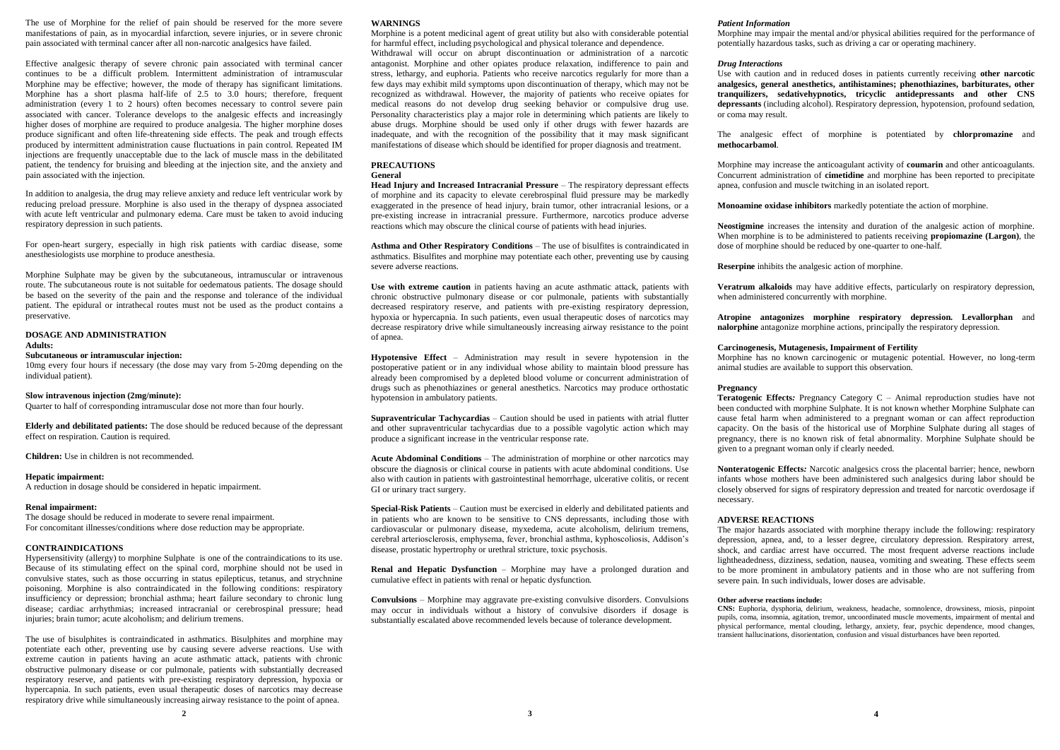The use of Morphine for the relief of pain should be reserved for the more severe manifestations of pain, as in myocardial infarction, severe injuries, or in severe chronic pain associated with terminal cancer after all non-narcotic analgesics have failed.

Effective analgesic therapy of severe chronic pain associated with terminal cancer continues to be a difficult problem. Intermittent administration of intramuscular Morphine may be effective; however, the mode of therapy has significant limitations. Morphine has a short plasma half-life of 2.5 to 3.0 hours; therefore, frequent administration (every 1 to 2 hours) often becomes necessary to control severe pain associated with cancer. Tolerance develops to the analgesic effects and increasingly higher doses of morphine are required to produce analgesia. The higher morphine doses produce significant and often life-threatening side effects. The peak and trough effects produced by intermittent administration cause fluctuations in pain control. Repeated IM injections are frequently unacceptable due to the lack of muscle mass in the debilitated patient, the tendency for bruising and bleeding at the injection site, and the anxiety and pain associated with the injection.

In addition to analgesia, the drug may relieve anxiety and reduce left ventricular work by reducing preload pressure. Morphine is also used in the therapy of dyspnea associated with acute left ventricular and pulmonary edema. Care must be taken to avoid inducing respiratory depression in such patients.

For open-heart surgery, especially in high risk patients with cardiac disease, some anesthesiologists use morphine to produce anesthesia.

Morphine Sulphate may be given by the subcutaneous, intramuscular or intravenous route. The subcutaneous route is not suitable for oedematous patients. The dosage should be based on the severity of the pain and the response and tolerance of the individual patient. The epidural or intrathecal routes must not be used as the product contains a preservative.

## DOSAGE AND ADMINISTRATION

**Adults:**

**Subcutaneous or intramuscular injection:**

10mg every four hours if necessary (the dose may vary from 5-20mg depending on the individual patient).

**Slow intravenous injection (2mg/minute):**

Quarter to half of corresponding intramuscular dose not more than four hourly.

**Elderly and debilitated patients:** The dose should be reduced because of the depressant effect on respiration. Caution is required.

**Children:** Use in children is not recommended.

**Hepatic impairment:**

A reduction in dosage should be considered in hepatic impairment.

**Renal impairment:**

The dosage should be reduced in moderate to severe renal impairment.
For concomitant illnesses/conditions where dose reduction may be appropriate.

## CONTRAINDICATIONS

Hypersensitivity (allergy) to morphine Sulphate is one of the contraindications to its use. Because of its stimulating effect on the spinal cord, morphine should not be used in convulsive states, such as those occurring in status epilepticus, tetanus, and strychnine poisoning. Morphine is also contraindicated in the following conditions: respiratory insufficiency or depression; bronchial asthma; heart failure secondary to chronic lung disease; cardiac arrhythmias; increased intracranial or cerebrospinal pressure; head injuries; brain tumor; acute alcoholism; and delirium tremens.

The use of bisulphites is contraindicated in asthmatics. Bisulphites and morphine may potentiate each other, preventing use by causing severe adverse reactions. Use with extreme caution in patients having an acute asthmatic attack, patients with chronic obstructive pulmonary disease or cor pulmonale, patients with substantially decreased respiratory reserve, and patients with pre-existing respiratory depression, hypoxia or hypercapnia. In such patients, even usual therapeutic doses of narcotics may decrease respiratory drive while simultaneously increasing airway resistance to the point of apnea.

## WARNINGS

Morphine is a potent medicinal agent of great utility but also with considerable potential for harmful effect, including psychological and physical tolerance and dependence.
Withdrawal will occur on abrupt discontinuation or administration of a narcotic antagonist. Morphine and other opiates produce relaxation, indifference to pain and stress, lethargy, and euphoria. Patients who receive narcotics regularly for more than a few days may exhibit mild symptoms upon discontinuation of therapy, which may not be recognized as withdrawal. However, the majority of patients who receive opiates for medical reasons do not develop drug seeking behavior or compulsive drug use. Personality characteristics play a major role in determining which patients are likely to abuse drugs. Morphine should be used only if other drugs with fewer hazards are inadequate, and with the recognition of the possibility that it may mask significant manifestations of disease which should be identified for proper diagnosis and treatment.

## PRECAUTIONS

**General**

**Head Injury and Increased Intracranial Pressure** – The respiratory depressant effects of morphine and its capacity to elevate cerebrospinal fluid pressure may be markedly exaggerated in the presence of head injury, brain tumor, other intracranial lesions, or a pre-existing increase in intracranial pressure. Furthermore, narcotics produce adverse reactions which may obscure the clinical course of patients with head injuries.

**Asthma and Other Respiratory Conditions** – The use of bisulfites is contraindicated in asthmatics. Bisulfites and morphine may potentiate each other, preventing use by causing severe adverse reactions.

**Use with extreme caution** in patients having an acute asthmatic attack, patients with chronic obstructive pulmonary disease or cor pulmonale, patients with substantially decreased respiratory reserve, and patients with pre-existing respiratory depression, hypoxia or hypercapnia. In such patients, even usual therapeutic doses of narcotics may decrease respiratory drive while simultaneously increasing airway resistance to the point of apnea.

**Hypotensive Effect** – Administration may result in severe hypotension in the postoperative patient or in any individual whose ability to maintain blood pressure has already been compromised by a depleted blood volume or concurrent administration of drugs such as phenothiazines or general anesthetics. Narcotics may produce orthostatic hypotension in ambulatory patients.

**Supraventricular Tachycardias** – Caution should be used in patients with atrial flutter and other supraventricular tachycardias due to a possible vagolytic action which may produce a significant increase in the ventricular response rate.

**Acute Abdominal Conditions** – The administration of morphine or other narcotics may obscure the diagnosis or clinical course in patients with acute abdominal conditions. Use also with caution in patients with gastrointestinal hemorrhage, ulcerative colitis, or recent GI or urinary tract surgery.

**Special-Risk Patients** – Caution must be exercised in elderly and debilitated patients and in patients who are known to be sensitive to CNS depressants, including those with cardiovascular or pulmonary disease, myxedema, acute alcoholism, delirium tremens, cerebral arteriosclerosis, emphysema, fever, bronchial asthma, kyphoscoliosis, Addison's disease, prostatic hypertrophy or urethral stricture, toxic psychosis.

**Renal and Hepatic Dysfunction** – Morphine may have a prolonged duration and cumulative effect in patients with renal or hepatic dysfunction.

**Convulsions** – Morphine may aggravate pre-existing convulsive disorders. Convulsions may occur in individuals without a history of convulsive disorders if dosage is substantially escalated above recommended levels because of tolerance development.

***Patient Information***

Morphine may impair the mental and/or physical abilities required for the performance of potentially hazardous tasks, such as driving a car or operating machinery.

***Drug Interactions***

Use with caution and in reduced doses in patients currently receiving **other narcotic analgesics, general anesthetics, antihistamines; phenothiazines, barbiturates, other tranquilizers, sedativehypnotics, tricyclic antidepressants and other CNS depressants** (including alcohol). Respiratory depression, hypotension, profound sedation, or coma may result.

The analgesic effect of morphine is potentiated by **chlorpromazine** and **methocarbamol**.

Morphine may increase the anticoagulant activity of **coumarin** and other anticoagulants. Concurrent administration of **cimetidine** and morphine has been reported to precipitate apnea, confusion and muscle twitching in an isolated report.

**Monoamine oxidase inhibitors** markedly potentiate the action of morphine.

**Neostigmine** increases the intensity and duration of the analgesic action of morphine. When morphine is to be administered to patients receiving **propiomazine (Largon)**, the dose of morphine should be reduced by one-quarter to one-half.

**Reserpine** inhibits the analgesic action of morphine.

**Veratrum alkaloids** may have additive effects, particularly on respiratory depression, when administered concurrently with morphine.

**Atropine antagonizes morphine respiratory depression. Levallorphan** and **nalorphine** antagonize morphine actions, principally the respiratory depression.

**Carcinogenesis, Mutagenesis, Impairment of Fertility**

Morphine has no known carcinogenic or mutagenic potential. However, no long-term animal studies are available to support this observation.

**Pregnancy**

***Teratogenic Effects:*** Pregnancy Category C – Animal reproduction studies have not been conducted with morphine Sulphate. It is not known whether Morphine Sulphate can cause fetal harm when administered to a pregnant woman or can affect reproduction capacity. On the basis of the historical use of Morphine Sulphate during all stages of pregnancy, there is no known risk of fetal abnormality. Morphine Sulphate should be given to a pregnant woman only if clearly needed.

***Nonteratogenic Effects:*** Narcotic analgesics cross the placental barrier; hence, newborn infants whose mothers have been administered such analgesics during labor should be closely observed for signs of respiratory depression and treated for narcotic overdosage if necessary.

## ADVERSE REACTIONS

The major hazards associated with morphine therapy include the following: respiratory depression, apnea, and, to a lesser degree, circulatory depression. Respiratory arrest, shock, and cardiac arrest have occurred. The most frequent adverse reactions include lightheadedness, dizziness, sedation, nausea, vomiting and sweating. These effects seem to be more prominent in ambulatory patients and in those who are not suffering from severe pain. In such individuals, lower doses are advisable.

**Other adverse reactions include:**

**CNS:** Euphoria, dysphoria, delirium, weakness, headache, somnolence, drowsiness, miosis, pinpoint pupils, coma, insomnia, agitation, tremor, uncoordinated muscle movements, impairment of mental and physical performance, mental clouding, lethargy, anxiety, fear, psychic dependence, mood changes, transient hallucinations, disorientation, confusion and visual disturbances have been reported.